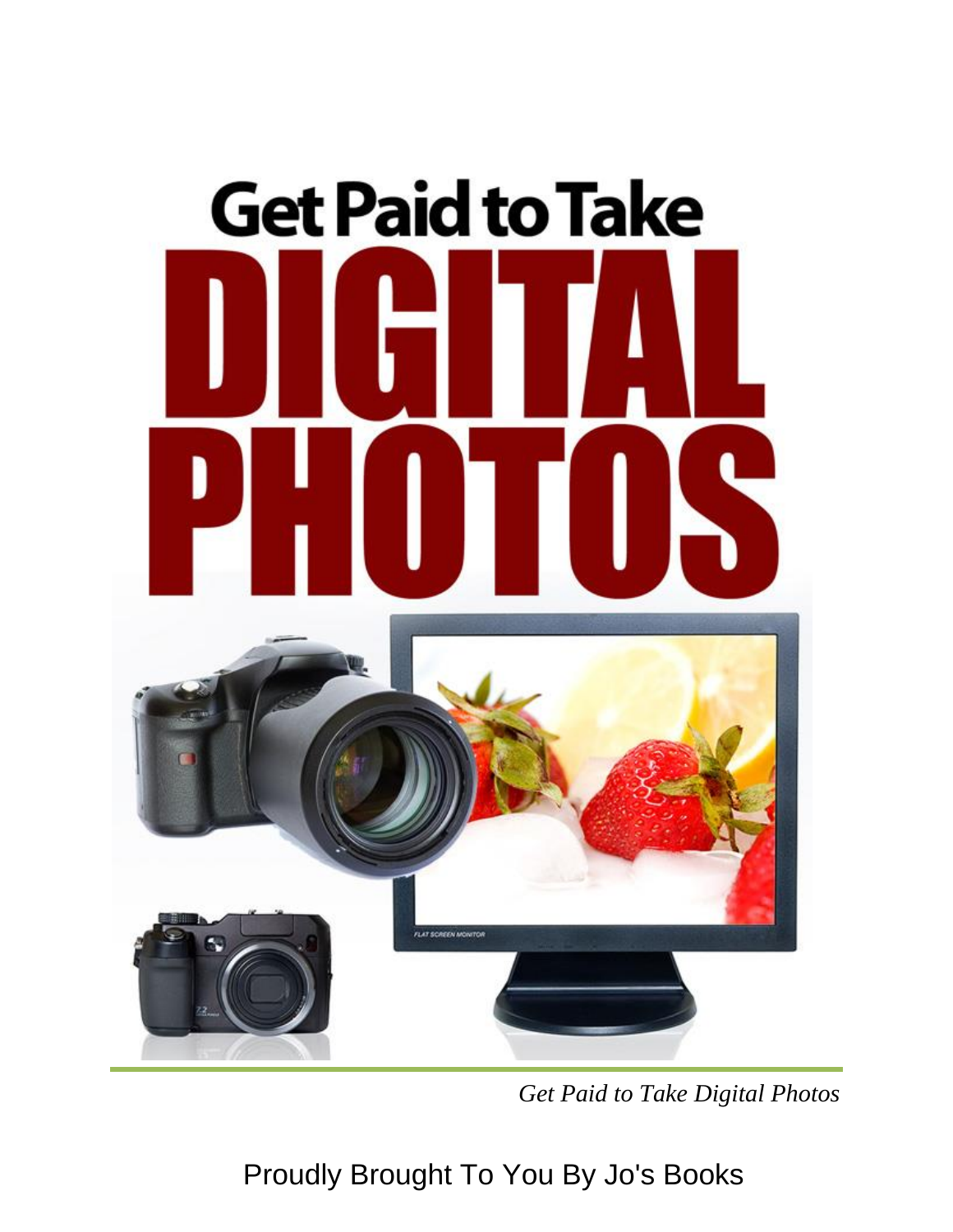# Get Paid to Take DIGITAL PHOTOS

*Get Paid to Take Digital Photos*

Proudly Brought To You By Jo's Books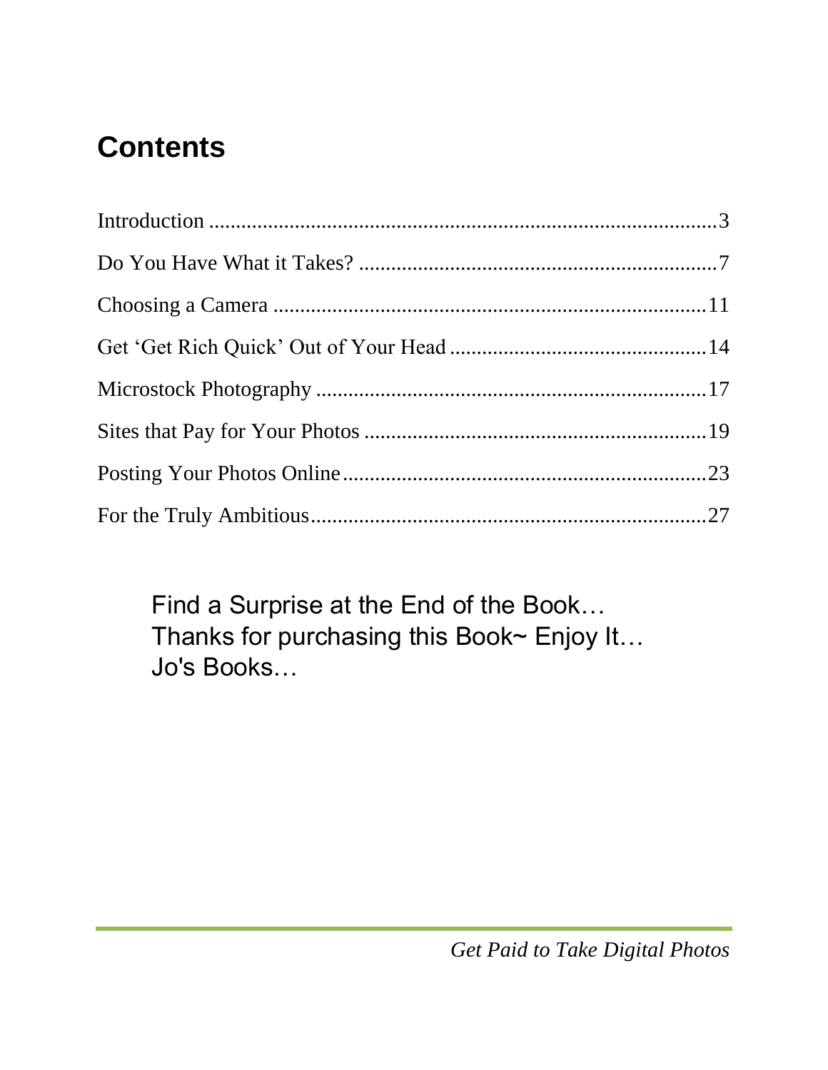## Contents

Introduction ..... 3

Do You Have What it Takes? ..... 7

Choosing a Camera ..... 11

Get 'Get Rich Quick' Out of Your Head ..... 14

Microstock Photography ..... 17

Sites that Pay for Your Photos ..... 19

Posting Your Photos Online ..... 23

For the Truly Ambitious ..... 27

Find a Surprise at the End of the Book…
Thanks for purchasing this Book~ Enjoy It…
Jo's Books…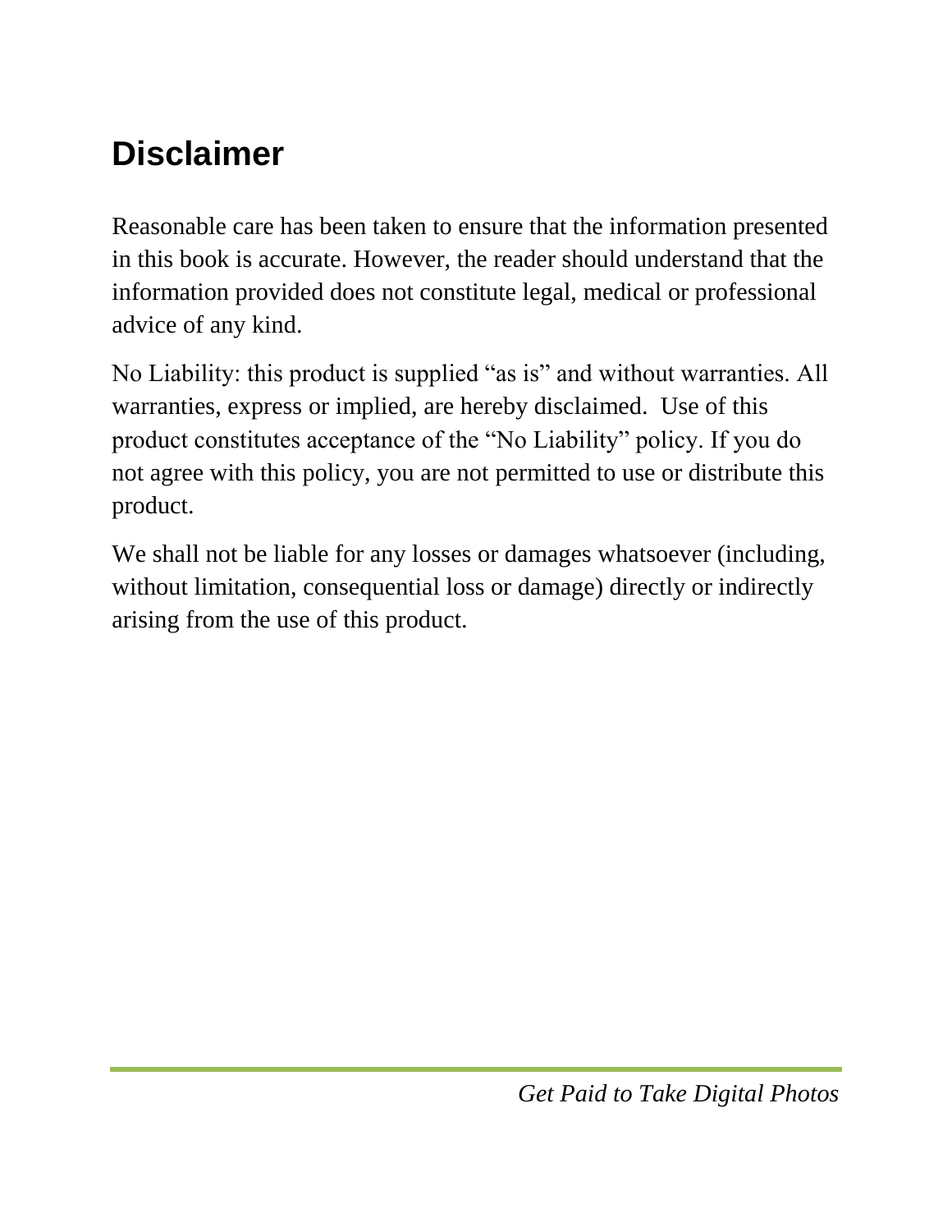# Disclaimer

Reasonable care has been taken to ensure that the information presented in this book is accurate. However, the reader should understand that the information provided does not constitute legal, medical or professional advice of any kind.

No Liability: this product is supplied "as is" and without warranties. All warranties, express or implied, are hereby disclaimed. Use of this product constitutes acceptance of the "No Liability" policy. If you do not agree with this policy, you are not permitted to use or distribute this product.

We shall not be liable for any losses or damages whatsoever (including, without limitation, consequential loss or damage) directly or indirectly arising from the use of this product.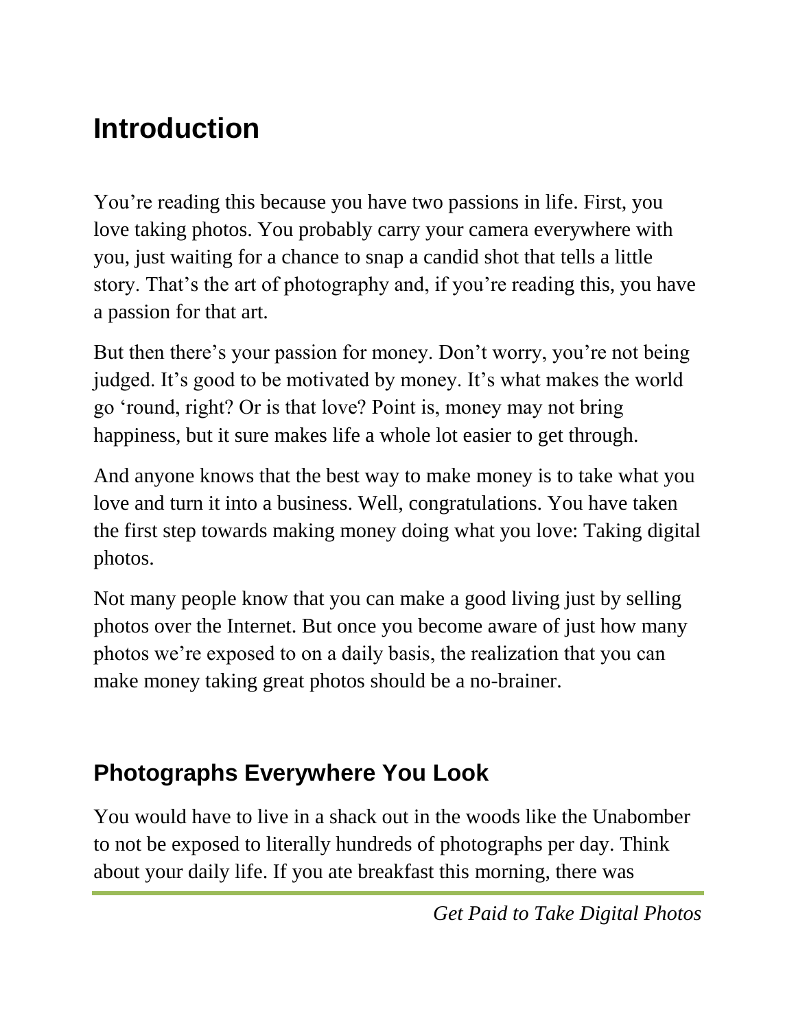# Introduction

You're reading this because you have two passions in life. First, you love taking photos. You probably carry your camera everywhere with you, just waiting for a chance to snap a candid shot that tells a little story. That's the art of photography and, if you're reading this, you have a passion for that art.

But then there's your passion for money. Don't worry, you're not being judged. It's good to be motivated by money. It's what makes the world go 'round, right? Or is that love? Point is, money may not bring happiness, but it sure makes life a whole lot easier to get through.

And anyone knows that the best way to make money is to take what you love and turn it into a business. Well, congratulations. You have taken the first step towards making money doing what you love: Taking digital photos.

Not many people know that you can make a good living just by selling photos over the Internet. But once you become aware of just how many photos we're exposed to on a daily basis, the realization that you can make money taking great photos should be a no-brainer.

## Photographs Everywhere You Look

You would have to live in a shack out in the woods like the Unabomber to not be exposed to literally hundreds of photographs per day. Think about your daily life. If you ate breakfast this morning, there was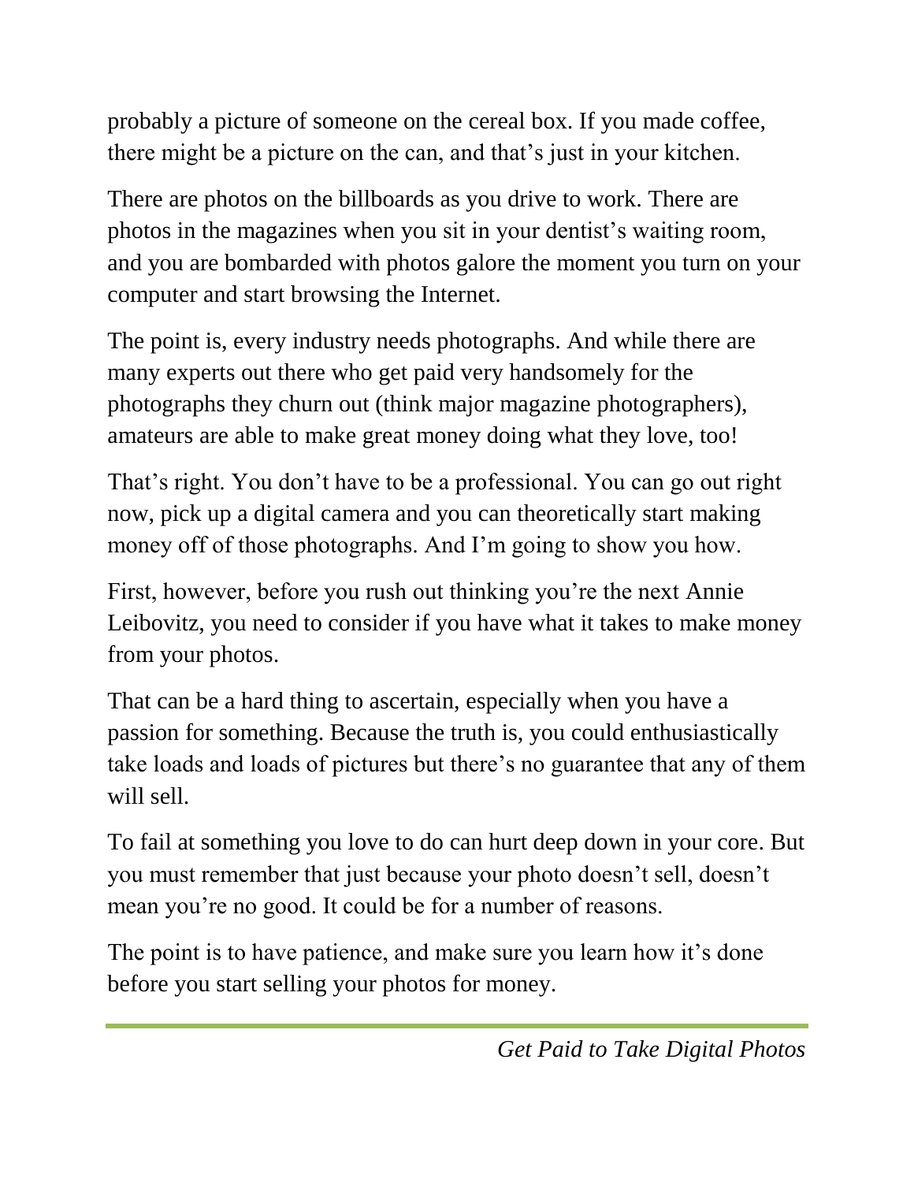probably a picture of someone on the cereal box. If you made coffee, there might be a picture on the can, and that's just in your kitchen.

There are photos on the billboards as you drive to work. There are photos in the magazines when you sit in your dentist's waiting room, and you are bombarded with photos galore the moment you turn on your computer and start browsing the Internet.

The point is, every industry needs photographs. And while there are many experts out there who get paid very handsomely for the photographs they churn out (think major magazine photographers), amateurs are able to make great money doing what they love, too!

That's right. You don't have to be a professional. You can go out right now, pick up a digital camera and you can theoretically start making money off of those photographs. And I'm going to show you how.

First, however, before you rush out thinking you're the next Annie Leibovitz, you need to consider if you have what it takes to make money from your photos.

That can be a hard thing to ascertain, especially when you have a passion for something. Because the truth is, you could enthusiastically take loads and loads of pictures but there's no guarantee that any of them will sell.

To fail at something you love to do can hurt deep down in your core. But you must remember that just because your photo doesn't sell, doesn't mean you're no good. It could be for a number of reasons.

The point is to have patience, and make sure you learn how it's done before you start selling your photos for money.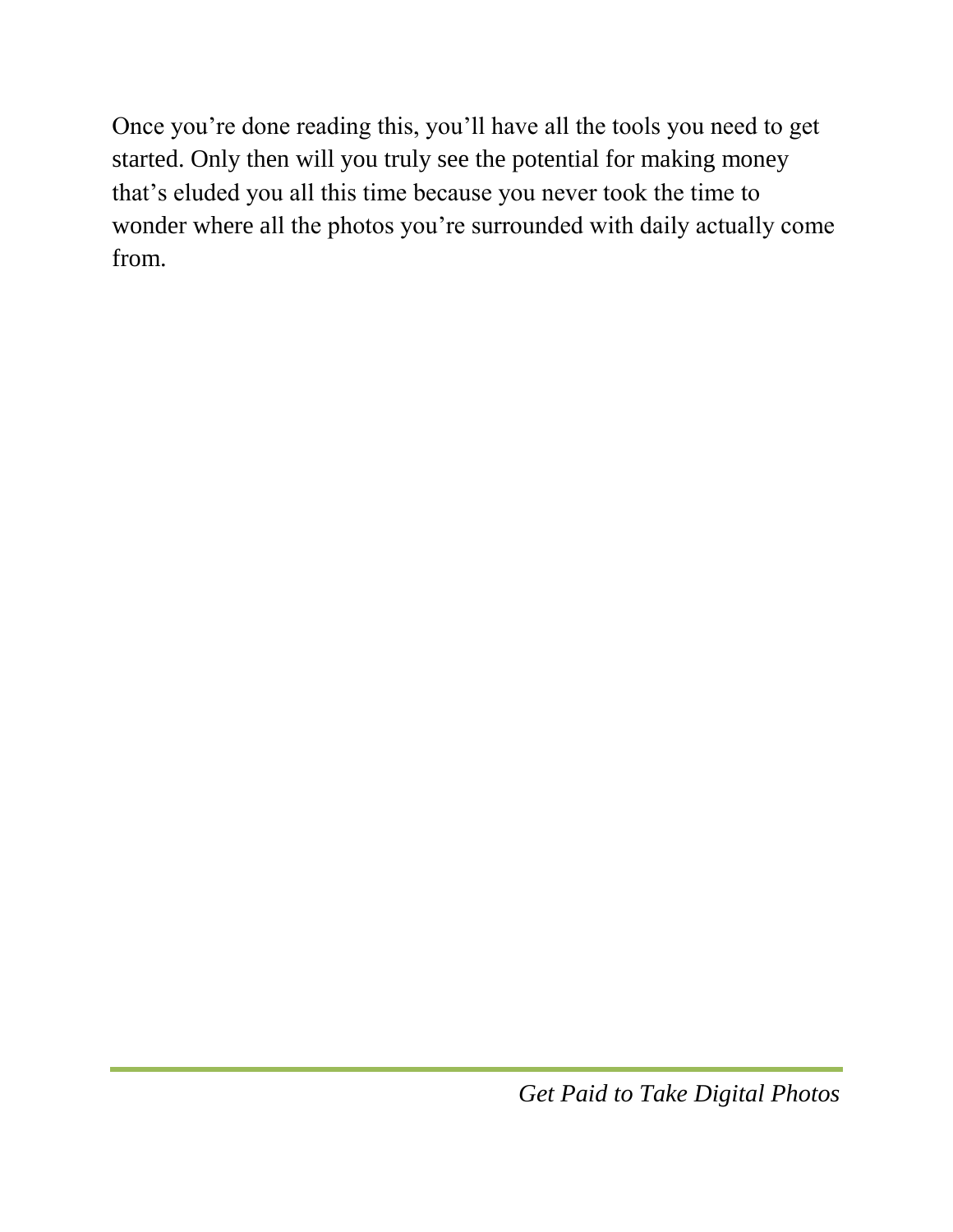Once you’re done reading this, you’ll have all the tools you need to get started. Only then will you truly see the potential for making money that’s eluded you all this time because you never took the time to wonder where all the photos you’re surrounded with daily actually come from.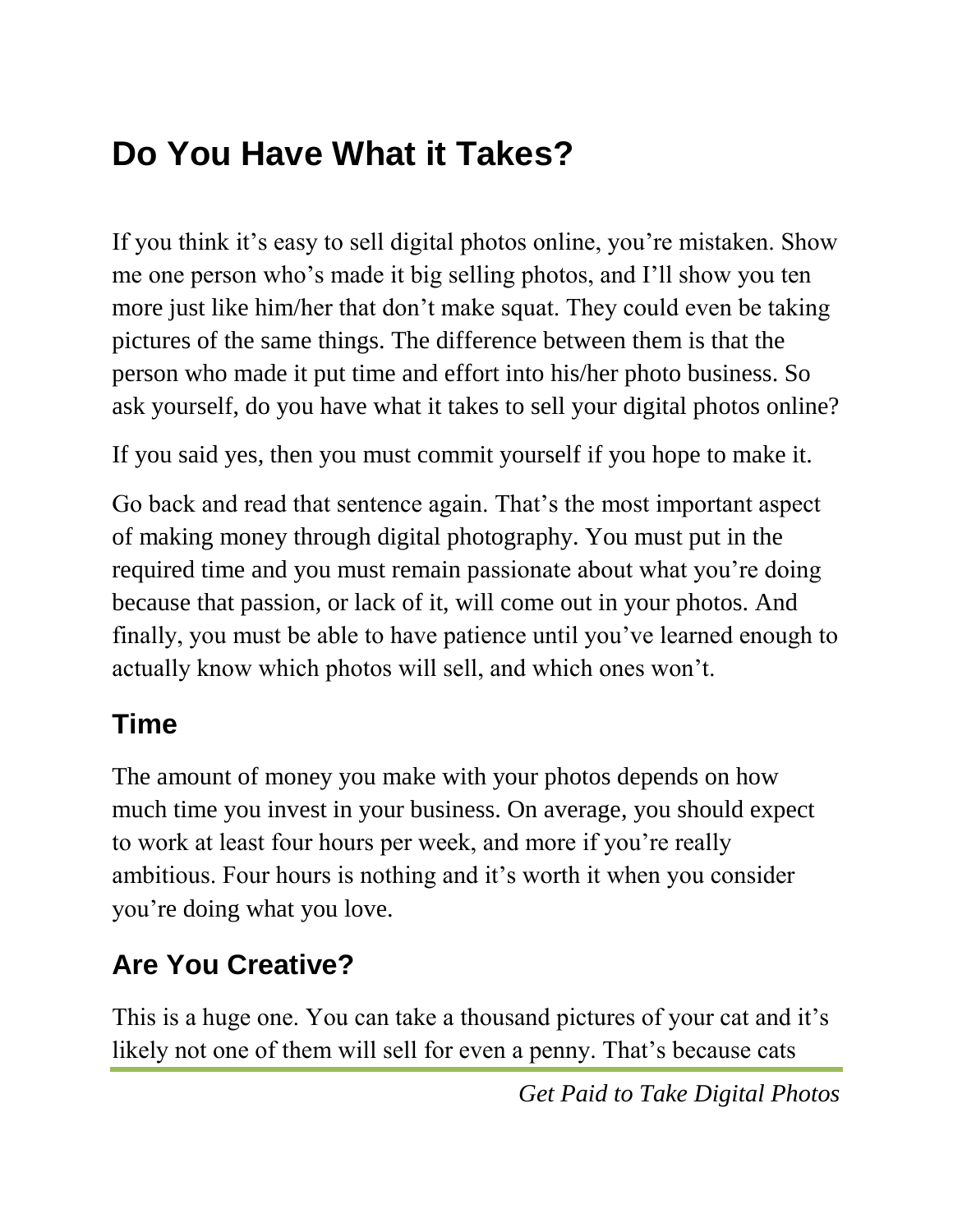# Do You Have What it Takes?

If you think it's easy to sell digital photos online, you're mistaken. Show me one person who's made it big selling photos, and I'll show you ten more just like him/her that don't make squat. They could even be taking pictures of the same things. The difference between them is that the person who made it put time and effort into his/her photo business. So ask yourself, do you have what it takes to sell your digital photos online?

If you said yes, then you must commit yourself if you hope to make it.

Go back and read that sentence again. That's the most important aspect of making money through digital photography. You must put in the required time and you must remain passionate about what you're doing because that passion, or lack of it, will come out in your photos. And finally, you must be able to have patience until you've learned enough to actually know which photos will sell, and which ones won't.

## Time

The amount of money you make with your photos depends on how much time you invest in your business. On average, you should expect to work at least four hours per week, and more if you're really ambitious. Four hours is nothing and it's worth it when you consider you're doing what you love.

## Are You Creative?

This is a huge one. You can take a thousand pictures of your cat and it's likely not one of them will sell for even a penny. That's because cats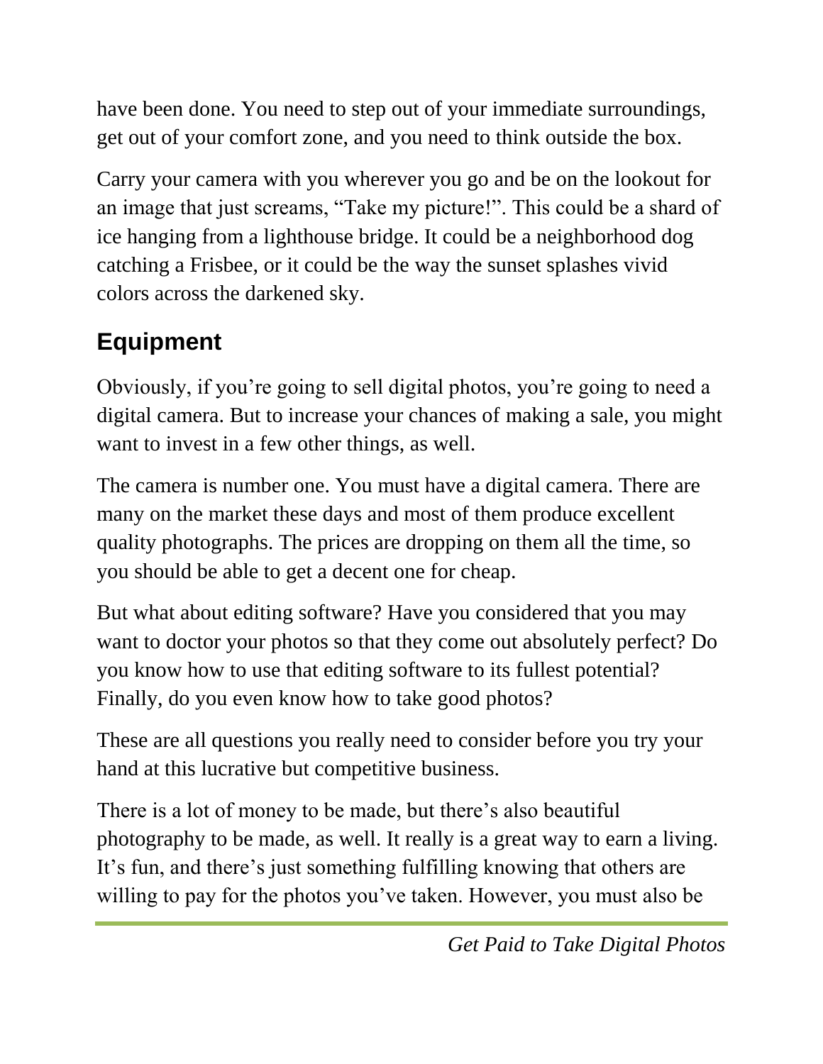have been done. You need to step out of your immediate surroundings, get out of your comfort zone, and you need to think outside the box.

Carry your camera with you wherever you go and be on the lookout for an image that just screams, “Take my picture!”. This could be a shard of ice hanging from a lighthouse bridge. It could be a neighborhood dog catching a Frisbee, or it could be the way the sunset splashes vivid colors across the darkened sky.

## Equipment

Obviously, if you’re going to sell digital photos, you’re going to need a digital camera. But to increase your chances of making a sale, you might want to invest in a few other things, as well.

The camera is number one. You must have a digital camera. There are many on the market these days and most of them produce excellent quality photographs. The prices are dropping on them all the time, so you should be able to get a decent one for cheap.

But what about editing software? Have you considered that you may want to doctor your photos so that they come out absolutely perfect? Do you know how to use that editing software to its fullest potential? Finally, do you even know how to take good photos?

These are all questions you really need to consider before you try your hand at this lucrative but competitive business.

There is a lot of money to be made, but there’s also beautiful photography to be made, as well. It really is a great way to earn a living. It’s fun, and there’s just something fulfilling knowing that others are willing to pay for the photos you’ve taken. However, you must also be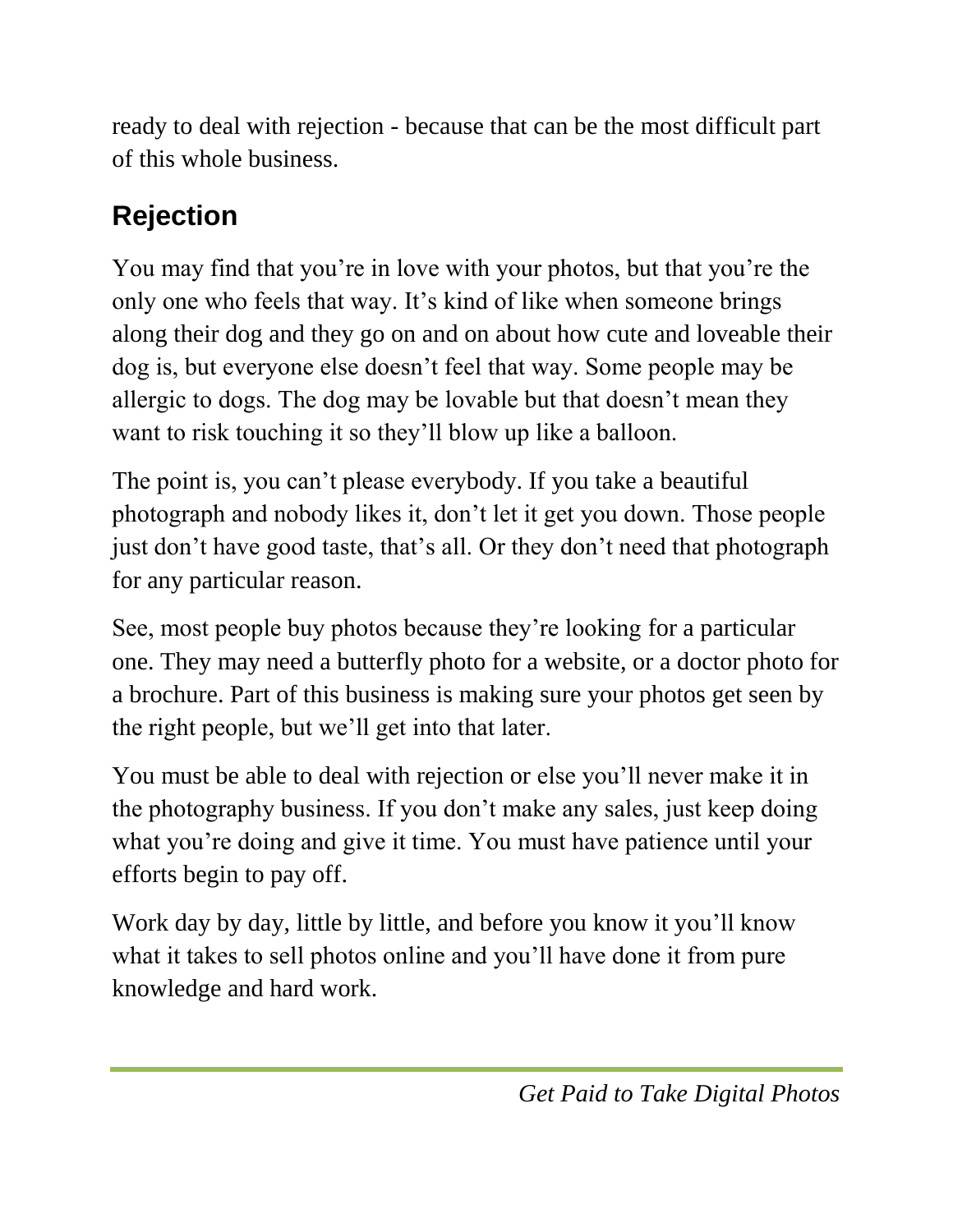ready to deal with rejection - because that can be the most difficult part of this whole business.

## Rejection

You may find that you're in love with your photos, but that you're the only one who feels that way. It's kind of like when someone brings along their dog and they go on and on about how cute and loveable their dog is, but everyone else doesn't feel that way. Some people may be allergic to dogs. The dog may be lovable but that doesn't mean they want to risk touching it so they'll blow up like a balloon.

The point is, you can't please everybody. If you take a beautiful photograph and nobody likes it, don't let it get you down. Those people just don't have good taste, that's all. Or they don't need that photograph for any particular reason.

See, most people buy photos because they're looking for a particular one. They may need a butterfly photo for a website, or a doctor photo for a brochure. Part of this business is making sure your photos get seen by the right people, but we'll get into that later.

You must be able to deal with rejection or else you'll never make it in the photography business. If you don't make any sales, just keep doing what you're doing and give it time. You must have patience until your efforts begin to pay off.

Work day by day, little by little, and before you know it you'll know what it takes to sell photos online and you'll have done it from pure knowledge and hard work.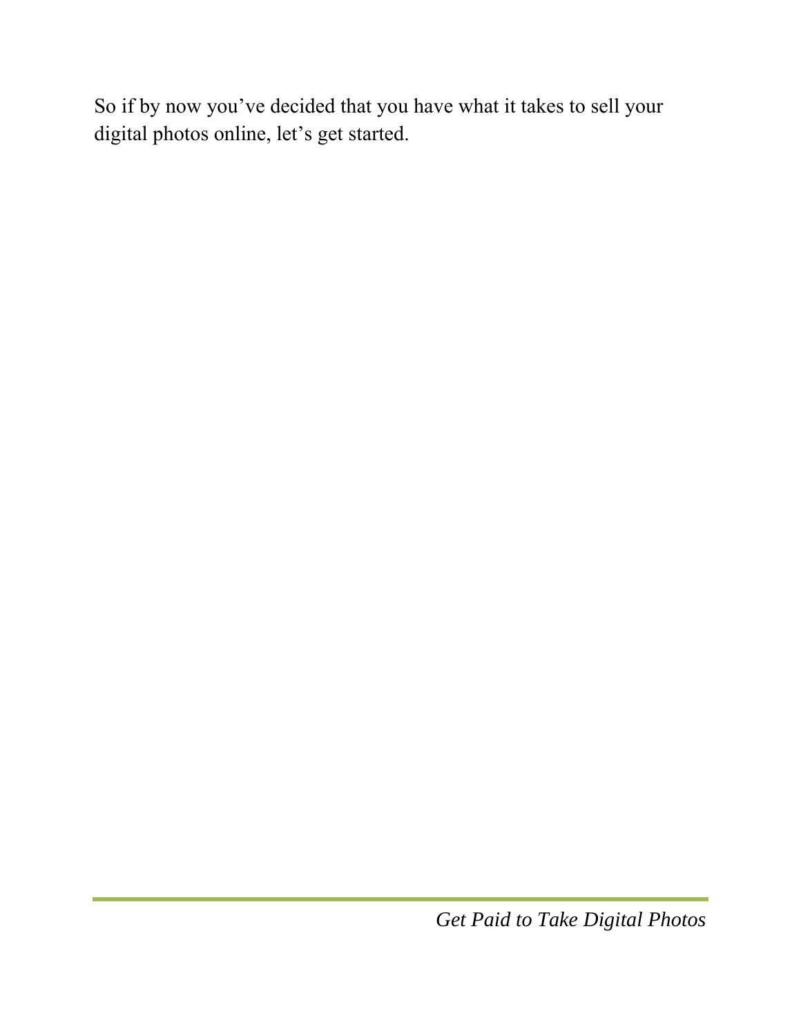So if by now you've decided that you have what it takes to sell your digital photos online, let's get started.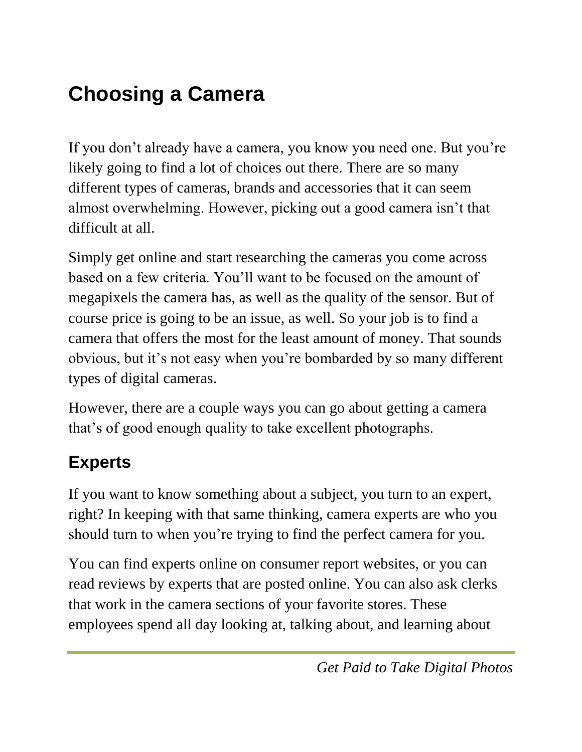# Choosing a Camera

If you don't already have a camera, you know you need one. But you're likely going to find a lot of choices out there. There are so many different types of cameras, brands and accessories that it can seem almost overwhelming. However, picking out a good camera isn't that difficult at all.

Simply get online and start researching the cameras you come across based on a few criteria. You'll want to be focused on the amount of megapixels the camera has, as well as the quality of the sensor. But of course price is going to be an issue, as well. So your job is to find a camera that offers the most for the least amount of money. That sounds obvious, but it's not easy when you're bombarded by so many different types of digital cameras.

However, there are a couple ways you can go about getting a camera that's of good enough quality to take excellent photographs.

## Experts

If you want to know something about a subject, you turn to an expert, right? In keeping with that same thinking, camera experts are who you should turn to when you're trying to find the perfect camera for you.

You can find experts online on consumer report websites, or you can read reviews by experts that are posted online. You can also ask clerks that work in the camera sections of your favorite stores. These employees spend all day looking at, talking about, and learning about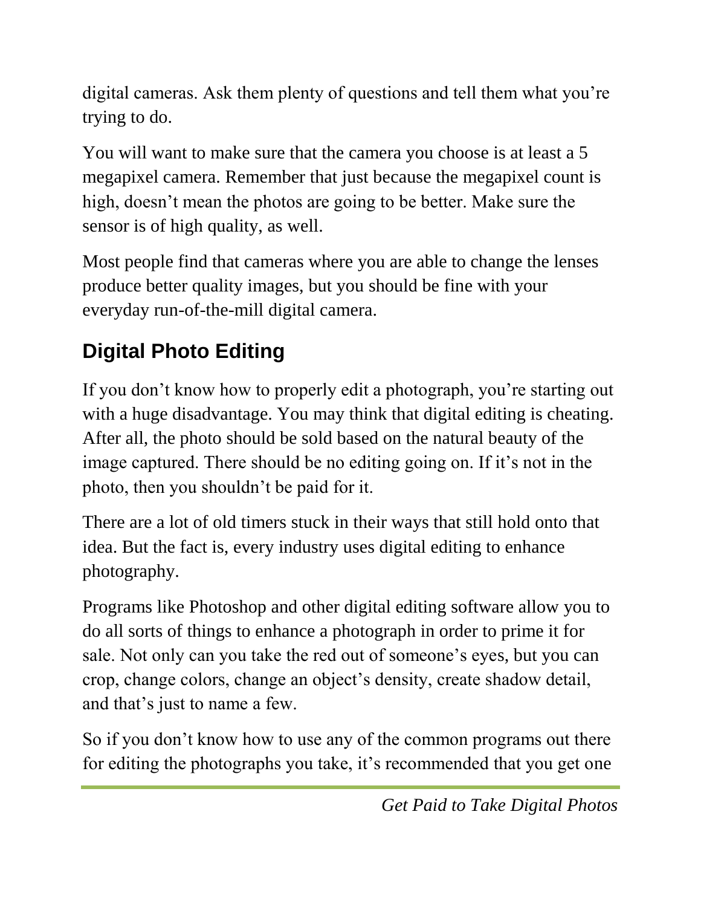digital cameras. Ask them plenty of questions and tell them what you're trying to do.

You will want to make sure that the camera you choose is at least a 5 megapixel camera. Remember that just because the megapixel count is high, doesn't mean the photos are going to be better. Make sure the sensor is of high quality, as well.

Most people find that cameras where you are able to change the lenses produce better quality images, but you should be fine with your everyday run-of-the-mill digital camera.

## Digital Photo Editing

If you don't know how to properly edit a photograph, you're starting out with a huge disadvantage. You may think that digital editing is cheating. After all, the photo should be sold based on the natural beauty of the image captured. There should be no editing going on. If it's not in the photo, then you shouldn't be paid for it.

There are a lot of old timers stuck in their ways that still hold onto that idea. But the fact is, every industry uses digital editing to enhance photography.

Programs like Photoshop and other digital editing software allow you to do all sorts of things to enhance a photograph in order to prime it for sale. Not only can you take the red out of someone's eyes, but you can crop, change colors, change an object's density, create shadow detail, and that's just to name a few.

So if you don't know how to use any of the common programs out there for editing the photographs you take, it's recommended that you get one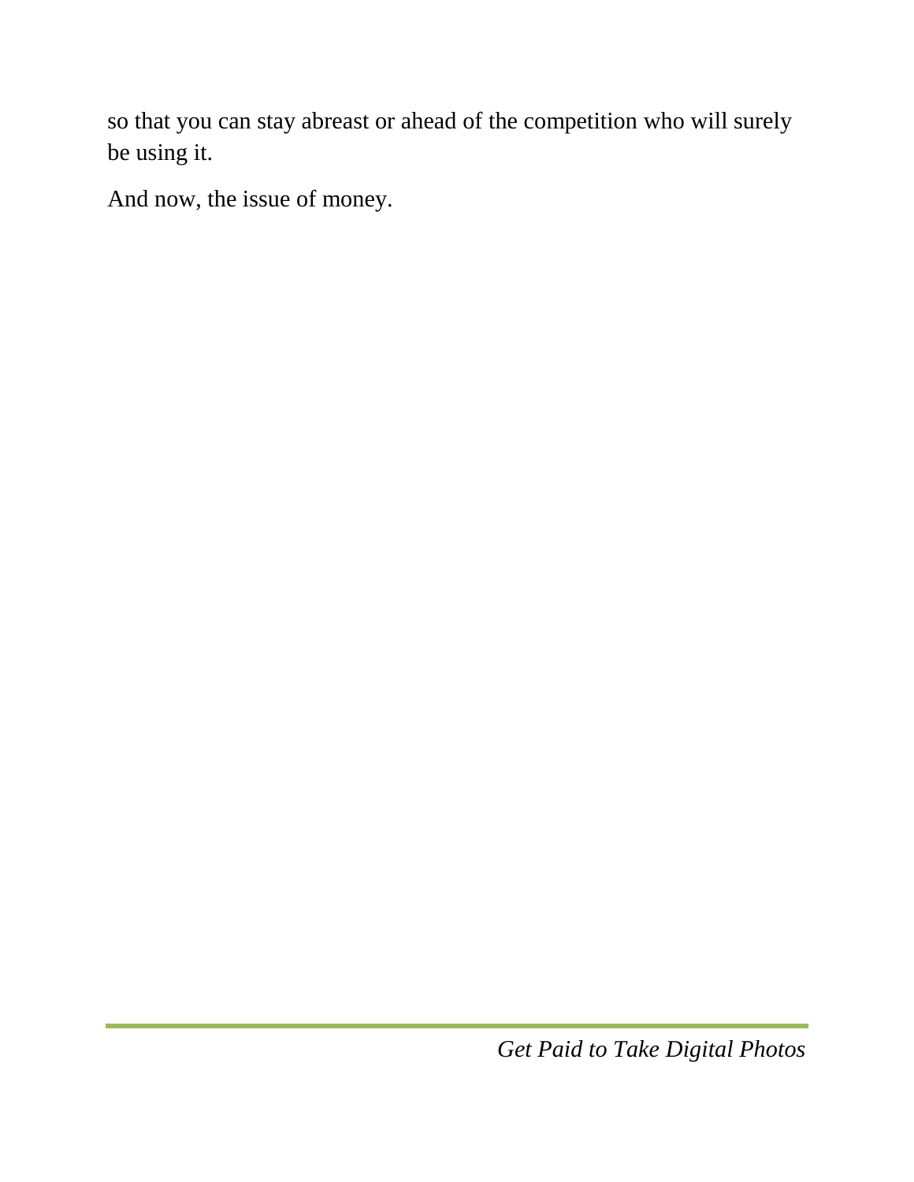so that you can stay abreast or ahead of the competition who will surely be using it.

And now, the issue of money.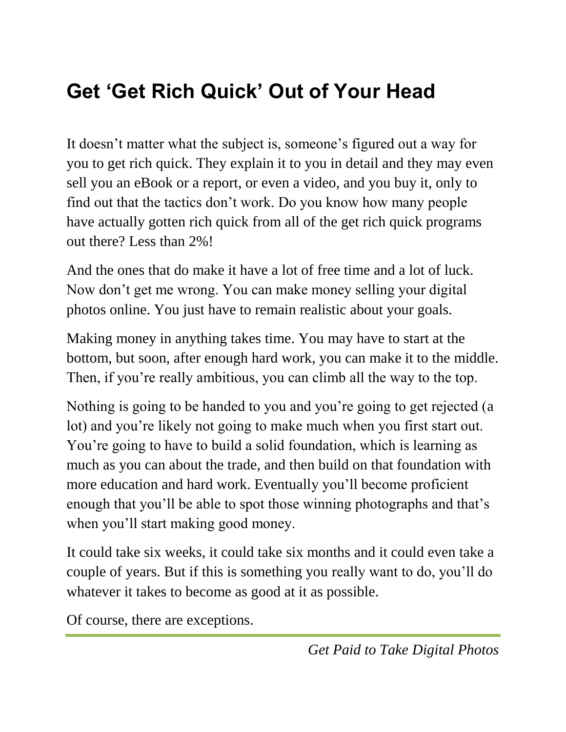# Get 'Get Rich Quick' Out of Your Head

It doesn't matter what the subject is, someone's figured out a way for you to get rich quick. They explain it to you in detail and they may even sell you an eBook or a report, or even a video, and you buy it, only to find out that the tactics don't work. Do you know how many people have actually gotten rich quick from all of the get rich quick programs out there? Less than 2%!

And the ones that do make it have a lot of free time and a lot of luck. Now don't get me wrong. You can make money selling your digital photos online. You just have to remain realistic about your goals.

Making money in anything takes time. You may have to start at the bottom, but soon, after enough hard work, you can make it to the middle. Then, if you're really ambitious, you can climb all the way to the top.

Nothing is going to be handed to you and you're going to get rejected (a lot) and you're likely not going to make much when you first start out. You're going to have to build a solid foundation, which is learning as much as you can about the trade, and then build on that foundation with more education and hard work. Eventually you'll become proficient enough that you'll be able to spot those winning photographs and that's when you'll start making good money.

It could take six weeks, it could take six months and it could even take a couple of years. But if this is something you really want to do, you'll do whatever it takes to become as good at it as possible.

Of course, there are exceptions.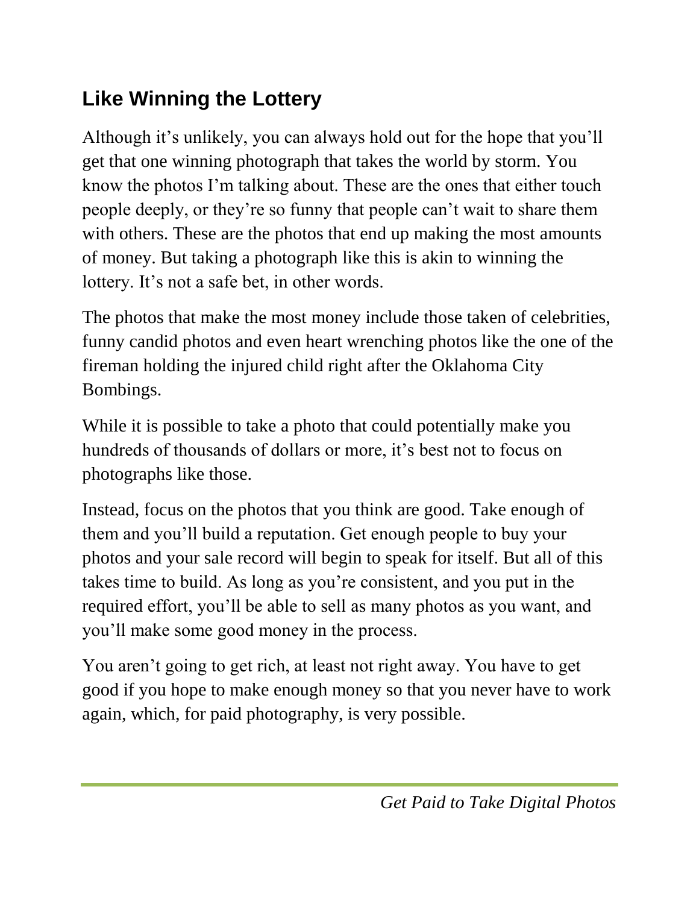## Like Winning the Lottery

Although it's unlikely, you can always hold out for the hope that you'll get that one winning photograph that takes the world by storm. You know the photos I'm talking about. These are the ones that either touch people deeply, or they're so funny that people can't wait to share them with others. These are the photos that end up making the most amounts of money. But taking a photograph like this is akin to winning the lottery. It's not a safe bet, in other words.

The photos that make the most money include those taken of celebrities, funny candid photos and even heart wrenching photos like the one of the fireman holding the injured child right after the Oklahoma City Bombings.

While it is possible to take a photo that could potentially make you hundreds of thousands of dollars or more, it's best not to focus on photographs like those.

Instead, focus on the photos that you think are good. Take enough of them and you'll build a reputation. Get enough people to buy your photos and your sale record will begin to speak for itself. But all of this takes time to build. As long as you're consistent, and you put in the required effort, you'll be able to sell as many photos as you want, and you'll make some good money in the process.

You aren't going to get rich, at least not right away. You have to get good if you hope to make enough money so that you never have to work again, which, for paid photography, is very possible.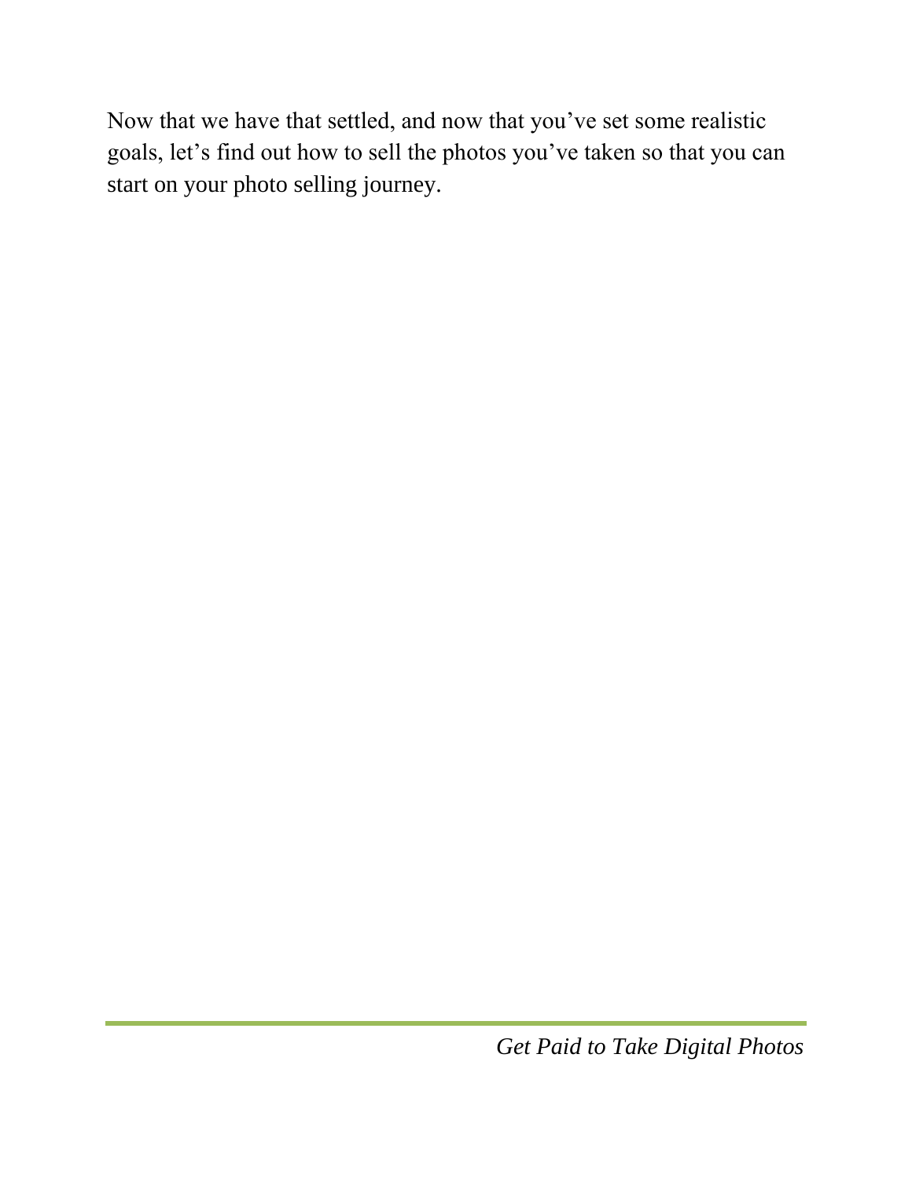Now that we have that settled, and now that you've set some realistic goals, let's find out how to sell the photos you've taken so that you can start on your photo selling journey.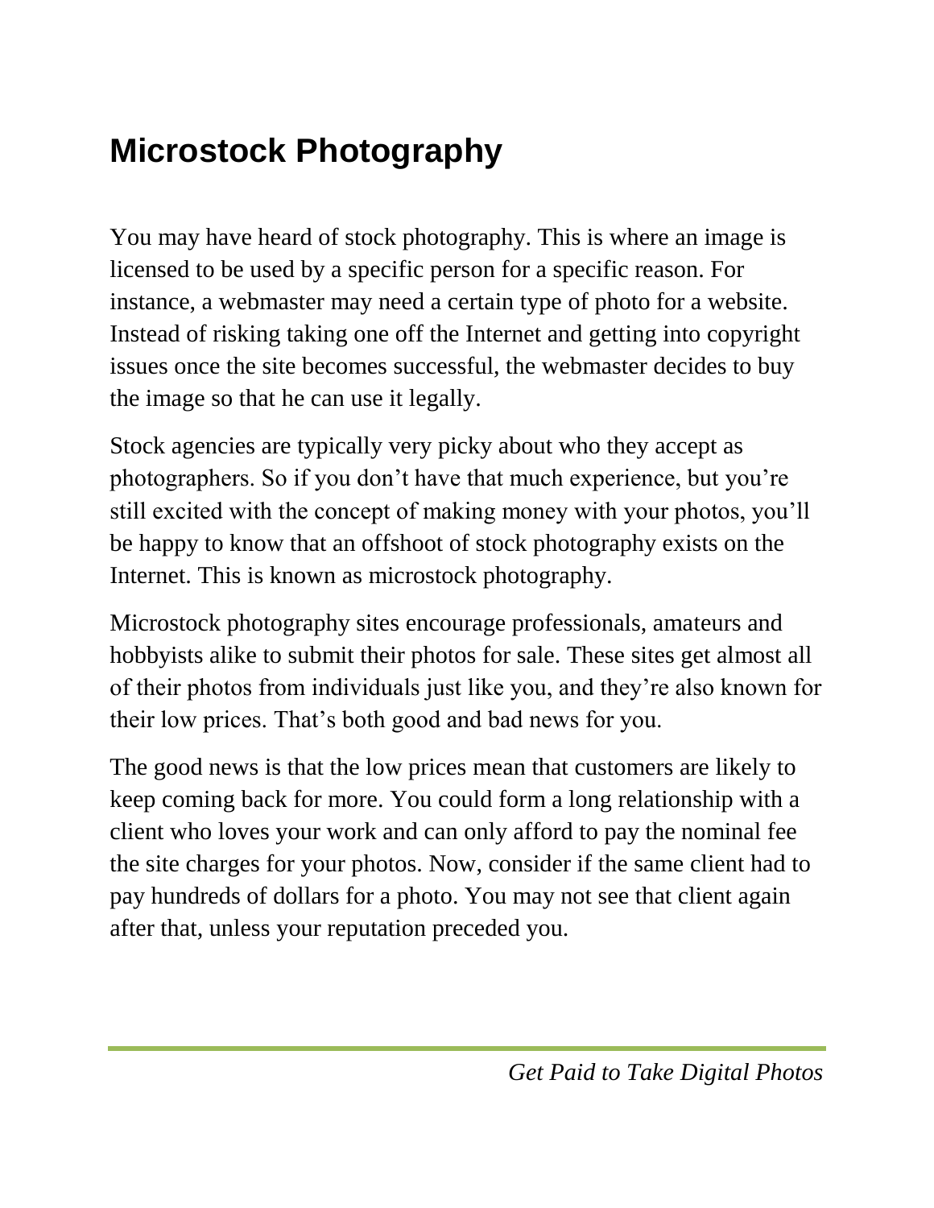# Microstock Photography

You may have heard of stock photography. This is where an image is licensed to be used by a specific person for a specific reason. For instance, a webmaster may need a certain type of photo for a website. Instead of risking taking one off the Internet and getting into copyright issues once the site becomes successful, the webmaster decides to buy the image so that he can use it legally.

Stock agencies are typically very picky about who they accept as photographers. So if you don't have that much experience, but you're still excited with the concept of making money with your photos, you'll be happy to know that an offshoot of stock photography exists on the Internet. This is known as microstock photography.

Microstock photography sites encourage professionals, amateurs and hobbyists alike to submit their photos for sale. These sites get almost all of their photos from individuals just like you, and they're also known for their low prices. That's both good and bad news for you.

The good news is that the low prices mean that customers are likely to keep coming back for more. You could form a long relationship with a client who loves your work and can only afford to pay the nominal fee the site charges for your photos. Now, consider if the same client had to pay hundreds of dollars for a photo. You may not see that client again after that, unless your reputation preceded you.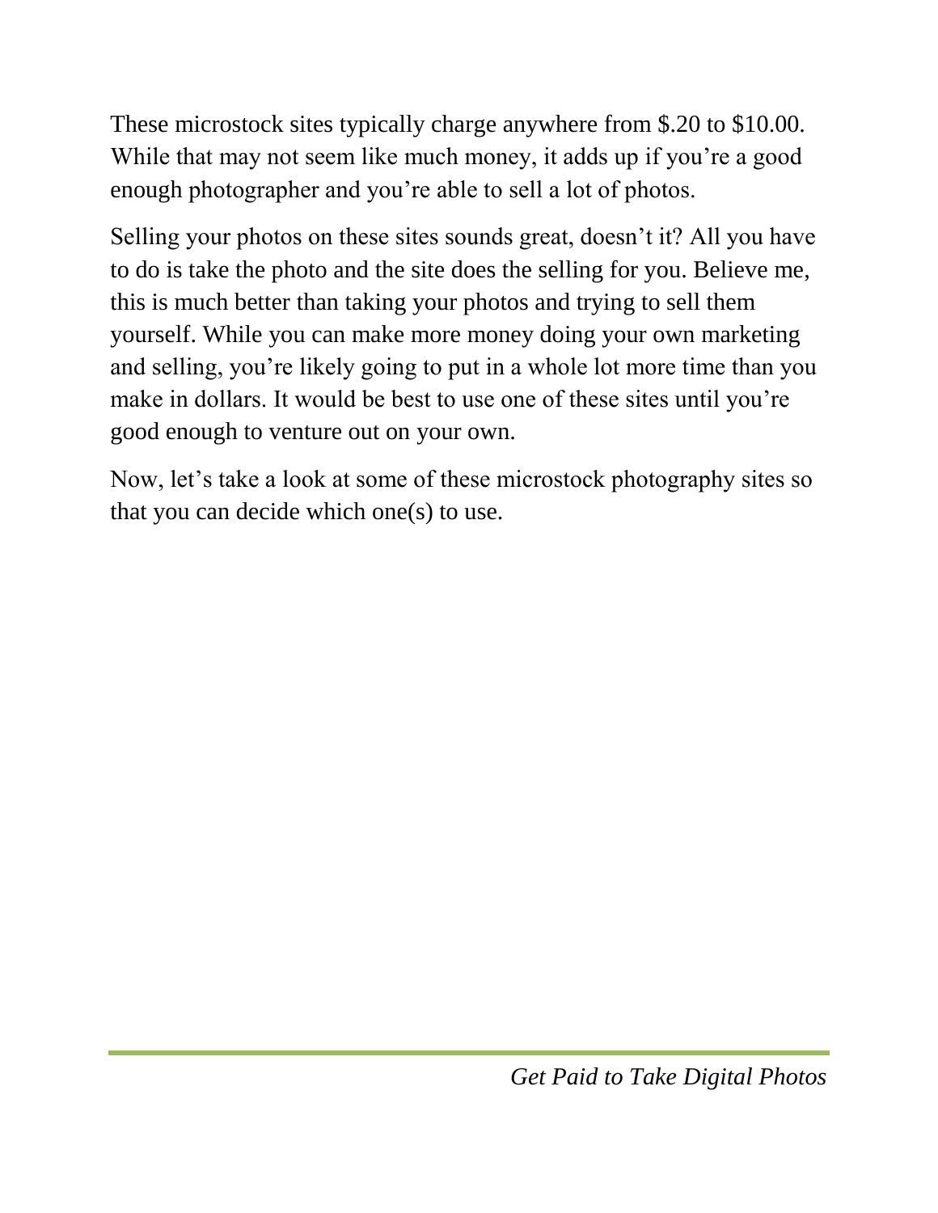These microstock sites typically charge anywhere from $.20 to $10.00. While that may not seem like much money, it adds up if you're a good enough photographer and you're able to sell a lot of photos.

Selling your photos on these sites sounds great, doesn't it? All you have to do is take the photo and the site does the selling for you. Believe me, this is much better than taking your photos and trying to sell them yourself. While you can make more money doing your own marketing and selling, you're likely going to put in a whole lot more time than you make in dollars. It would be best to use one of these sites until you're good enough to venture out on your own.

Now, let's take a look at some of these microstock photography sites so that you can decide which one(s) to use.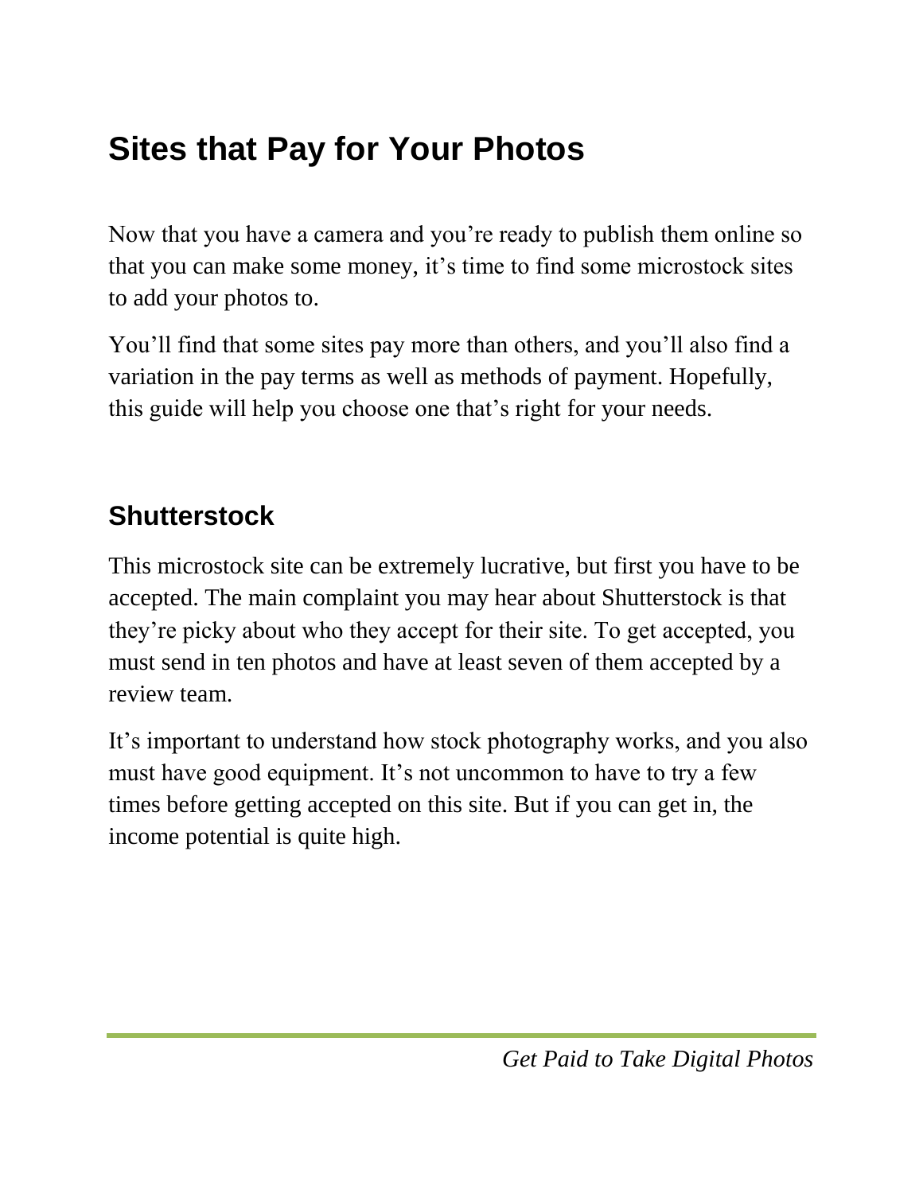# Sites that Pay for Your Photos

Now that you have a camera and you're ready to publish them online so that you can make some money, it's time to find some microstock sites to add your photos to.

You'll find that some sites pay more than others, and you'll also find a variation in the pay terms as well as methods of payment. Hopefully, this guide will help you choose one that's right for your needs.

## Shutterstock

This microstock site can be extremely lucrative, but first you have to be accepted. The main complaint you may hear about Shutterstock is that they're picky about who they accept for their site. To get accepted, you must send in ten photos and have at least seven of them accepted by a review team.

It's important to understand how stock photography works, and you also must have good equipment. It's not uncommon to have to try a few times before getting accepted on this site. But if you can get in, the income potential is quite high.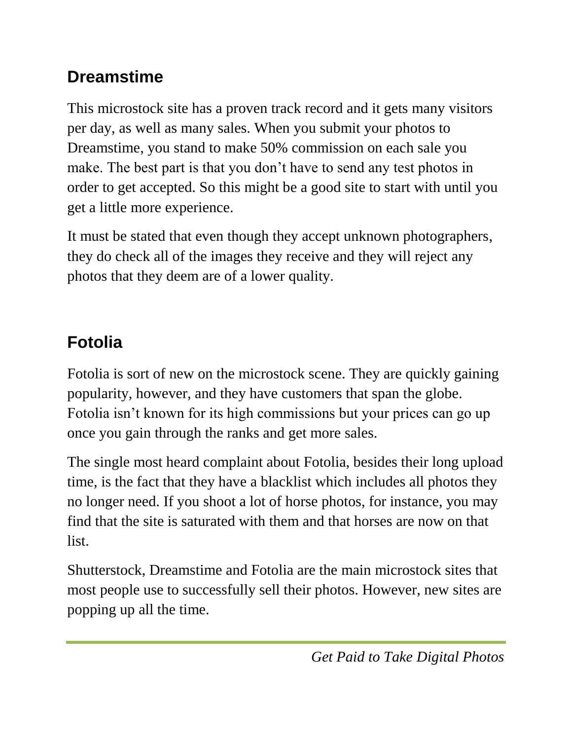## Dreamstime

This microstock site has a proven track record and it gets many visitors per day, as well as many sales. When you submit your photos to Dreamstime, you stand to make 50% commission on each sale you make. The best part is that you don't have to send any test photos in order to get accepted. So this might be a good site to start with until you get a little more experience.

It must be stated that even though they accept unknown photographers, they do check all of the images they receive and they will reject any photos that they deem are of a lower quality.

## Fotolia

Fotolia is sort of new on the microstock scene. They are quickly gaining popularity, however, and they have customers that span the globe. Fotolia isn't known for its high commissions but your prices can go up once you gain through the ranks and get more sales.

The single most heard complaint about Fotolia, besides their long upload time, is the fact that they have a blacklist which includes all photos they no longer need. If you shoot a lot of horse photos, for instance, you may find that the site is saturated with them and that horses are now on that list.

Shutterstock, Dreamstime and Fotolia are the main microstock sites that most people use to successfully sell their photos. However, new sites are popping up all the time.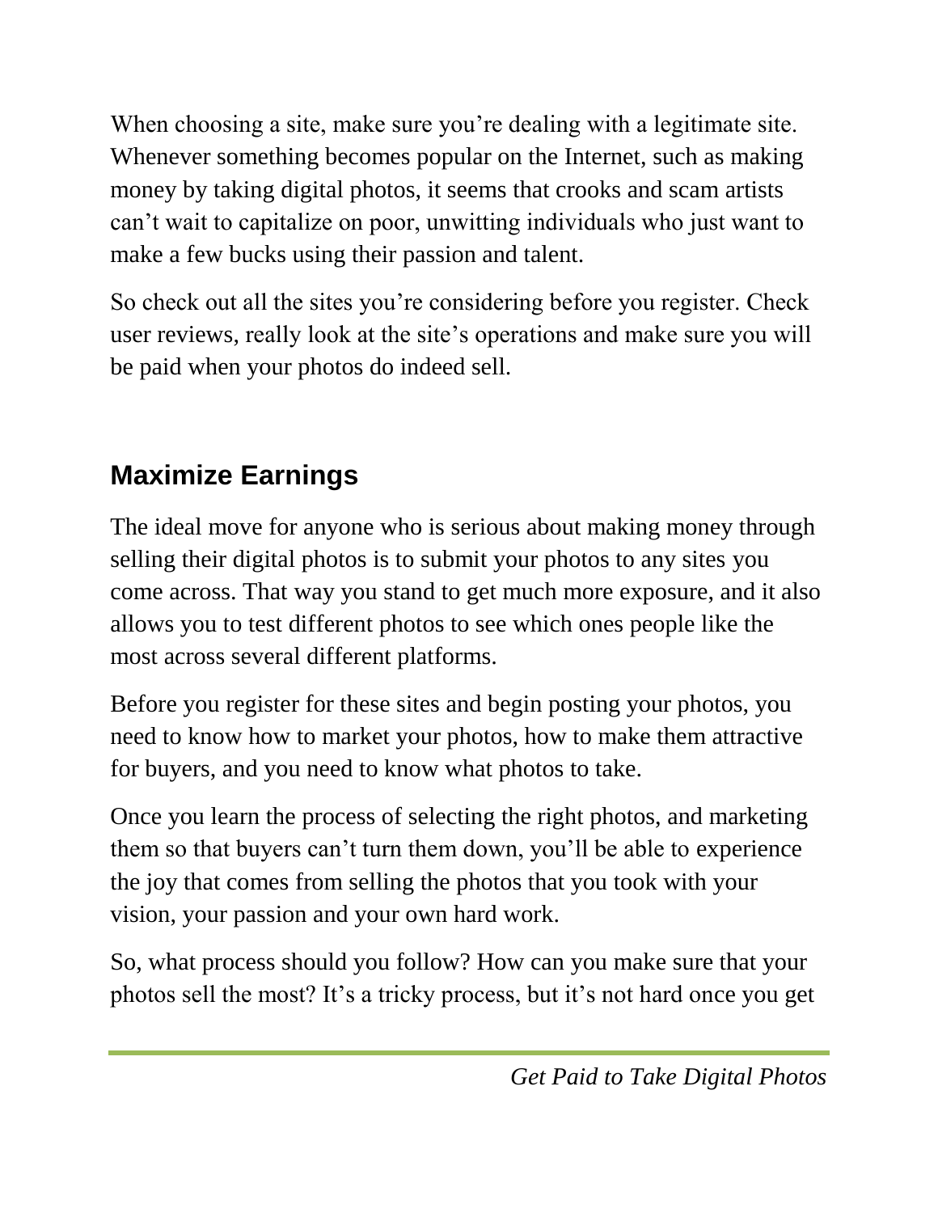When choosing a site, make sure you're dealing with a legitimate site. Whenever something becomes popular on the Internet, such as making money by taking digital photos, it seems that crooks and scam artists can't wait to capitalize on poor, unwitting individuals who just want to make a few bucks using their passion and talent.

So check out all the sites you're considering before you register. Check user reviews, really look at the site's operations and make sure you will be paid when your photos do indeed sell.

## Maximize Earnings

The ideal move for anyone who is serious about making money through selling their digital photos is to submit your photos to any sites you come across. That way you stand to get much more exposure, and it also allows you to test different photos to see which ones people like the most across several different platforms.

Before you register for these sites and begin posting your photos, you need to know how to market your photos, how to make them attractive for buyers, and you need to know what photos to take.

Once you learn the process of selecting the right photos, and marketing them so that buyers can't turn them down, you'll be able to experience the joy that comes from selling the photos that you took with your vision, your passion and your own hard work.

So, what process should you follow? How can you make sure that your photos sell the most? It's a tricky process, but it's not hard once you get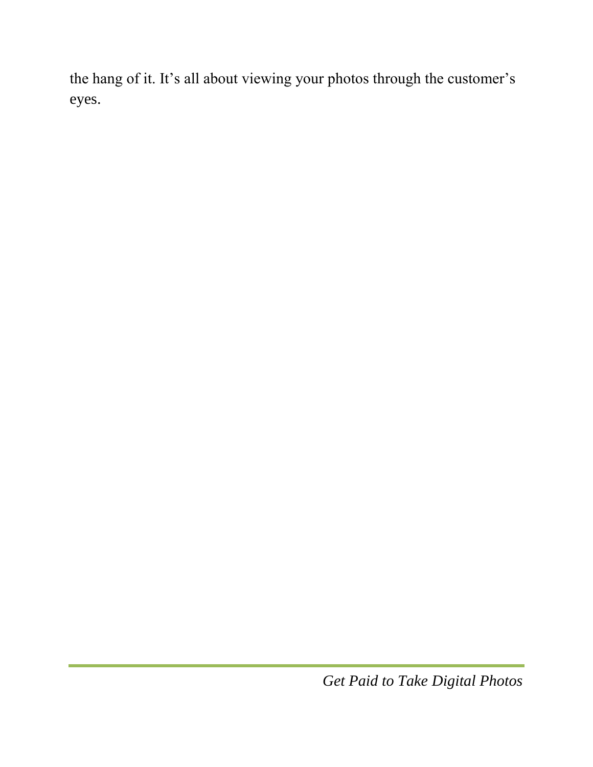the hang of it. It’s all about viewing your photos through the customer’s eyes.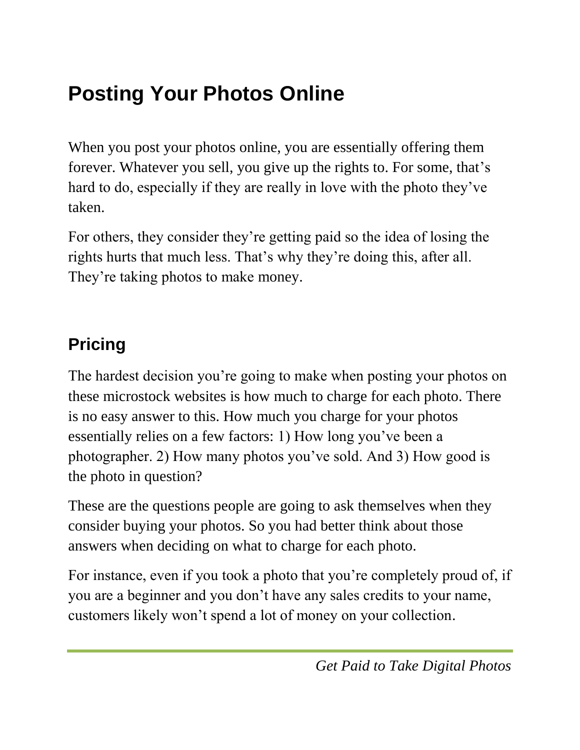# Posting Your Photos Online

When you post your photos online, you are essentially offering them forever. Whatever you sell, you give up the rights to. For some, that's hard to do, especially if they are really in love with the photo they've taken.

For others, they consider they're getting paid so the idea of losing the rights hurts that much less. That's why they're doing this, after all. They're taking photos to make money.

## Pricing

The hardest decision you're going to make when posting your photos on these microstock websites is how much to charge for each photo. There is no easy answer to this. How much you charge for your photos essentially relies on a few factors: 1) How long you've been a photographer. 2) How many photos you've sold. And 3) How good is the photo in question?

These are the questions people are going to ask themselves when they consider buying your photos. So you had better think about those answers when deciding on what to charge for each photo.

For instance, even if you took a photo that you're completely proud of, if you are a beginner and you don't have any sales credits to your name, customers likely won't spend a lot of money on your collection.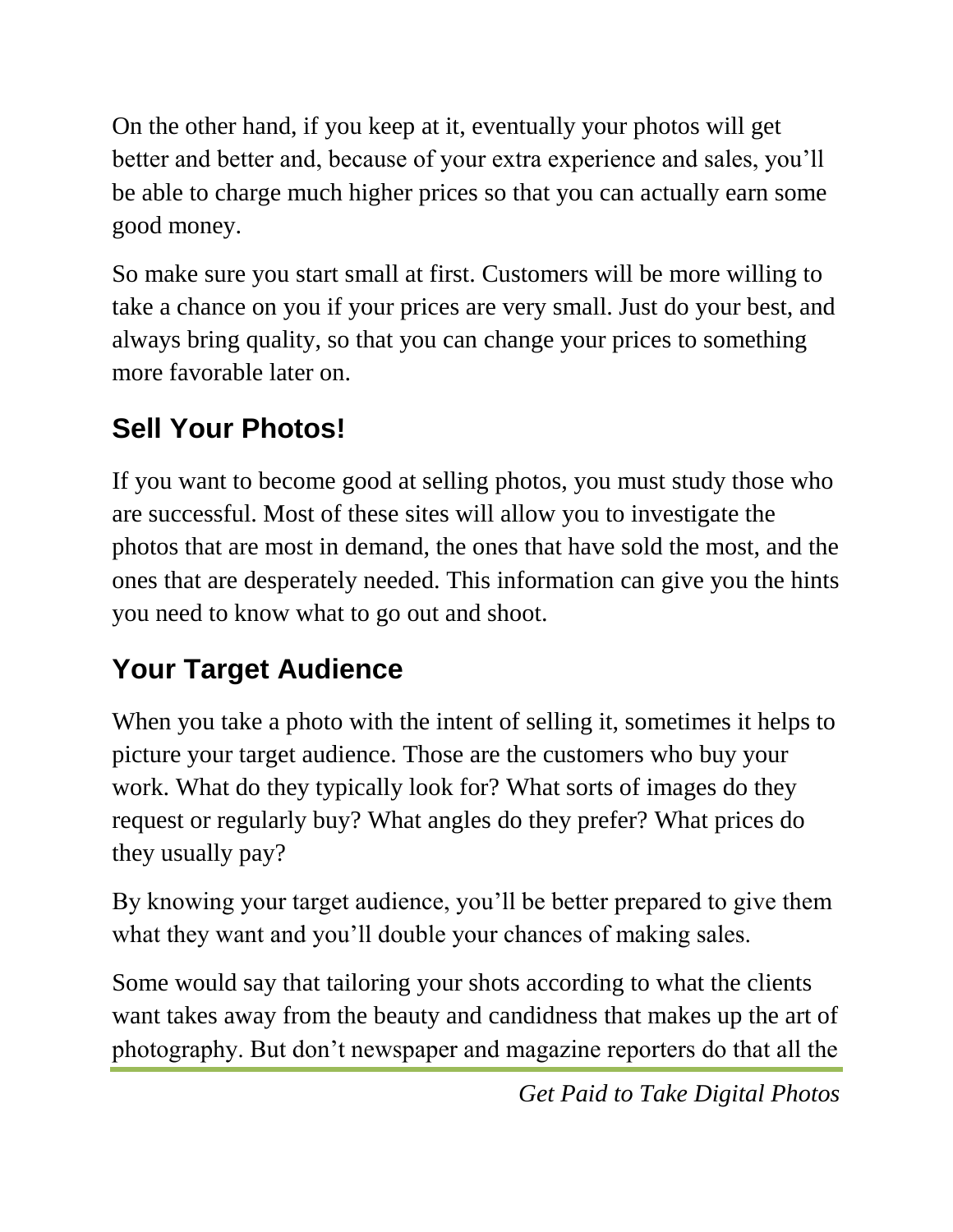On the other hand, if you keep at it, eventually your photos will get better and better and, because of your extra experience and sales, you'll be able to charge much higher prices so that you can actually earn some good money.

So make sure you start small at first. Customers will be more willing to take a chance on you if your prices are very small. Just do your best, and always bring quality, so that you can change your prices to something more favorable later on.

## Sell Your Photos!

If you want to become good at selling photos, you must study those who are successful. Most of these sites will allow you to investigate the photos that are most in demand, the ones that have sold the most, and the ones that are desperately needed. This information can give you the hints you need to know what to go out and shoot.

## Your Target Audience

When you take a photo with the intent of selling it, sometimes it helps to picture your target audience. Those are the customers who buy your work. What do they typically look for? What sorts of images do they request or regularly buy? What angles do they prefer? What prices do they usually pay?

By knowing your target audience, you'll be better prepared to give them what they want and you'll double your chances of making sales.

Some would say that tailoring your shots according to what the clients want takes away from the beauty and candidness that makes up the art of photography. But don't newspaper and magazine reporters do that all the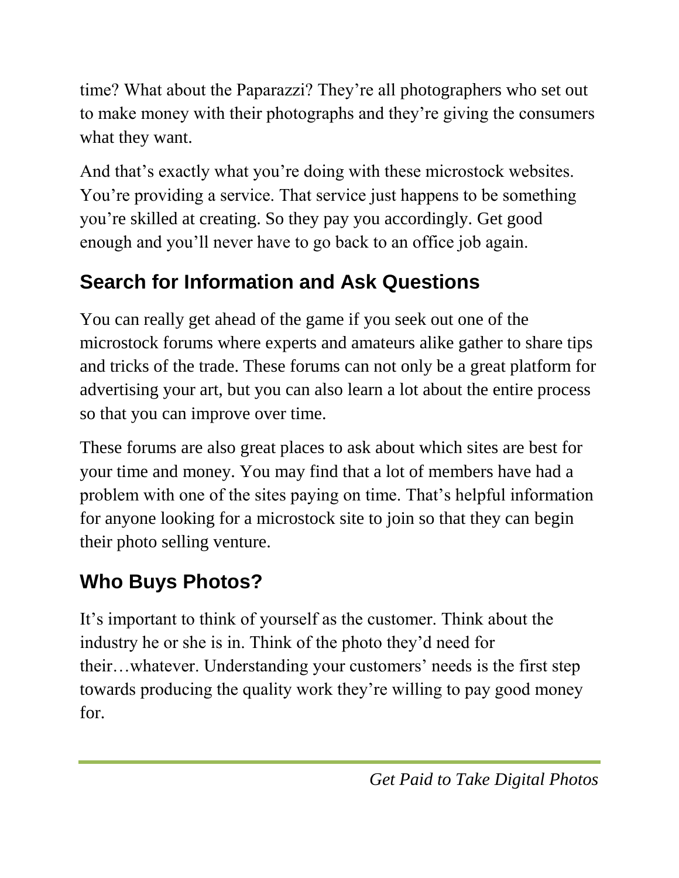time? What about the Paparazzi? They're all photographers who set out to make money with their photographs and they're giving the consumers what they want.

And that's exactly what you're doing with these microstock websites. You're providing a service. That service just happens to be something you're skilled at creating. So they pay you accordingly. Get good enough and you'll never have to go back to an office job again.

## Search for Information and Ask Questions

You can really get ahead of the game if you seek out one of the microstock forums where experts and amateurs alike gather to share tips and tricks of the trade. These forums can not only be a great platform for advertising your art, but you can also learn a lot about the entire process so that you can improve over time.

These forums are also great places to ask about which sites are best for your time and money. You may find that a lot of members have had a problem with one of the sites paying on time. That's helpful information for anyone looking for a microstock site to join so that they can begin their photo selling venture.

## Who Buys Photos?

It's important to think of yourself as the customer. Think about the industry he or she is in. Think of the photo they'd need for their…whatever. Understanding your customers' needs is the first step towards producing the quality work they're willing to pay good money for.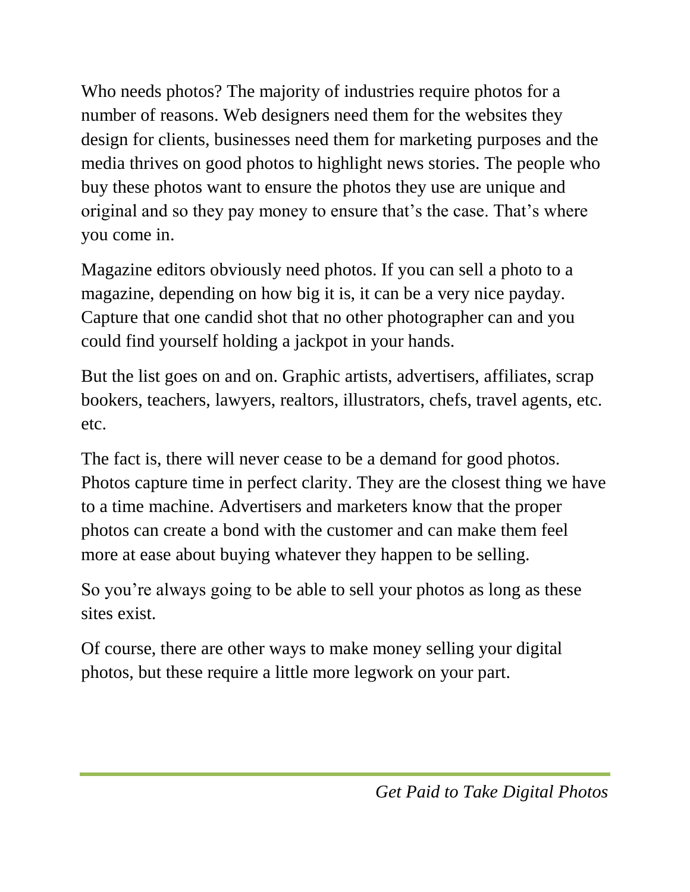Who needs photos? The majority of industries require photos for a number of reasons. Web designers need them for the websites they design for clients, businesses need them for marketing purposes and the media thrives on good photos to highlight news stories. The people who buy these photos want to ensure the photos they use are unique and original and so they pay money to ensure that's the case. That's where you come in.

Magazine editors obviously need photos. If you can sell a photo to a magazine, depending on how big it is, it can be a very nice payday. Capture that one candid shot that no other photographer can and you could find yourself holding a jackpot in your hands.

But the list goes on and on. Graphic artists, advertisers, affiliates, scrap bookers, teachers, lawyers, realtors, illustrators, chefs, travel agents, etc. etc.

The fact is, there will never cease to be a demand for good photos. Photos capture time in perfect clarity. They are the closest thing we have to a time machine. Advertisers and marketers know that the proper photos can create a bond with the customer and can make them feel more at ease about buying whatever they happen to be selling.

So you're always going to be able to sell your photos as long as these sites exist.

Of course, there are other ways to make money selling your digital photos, but these require a little more legwork on your part.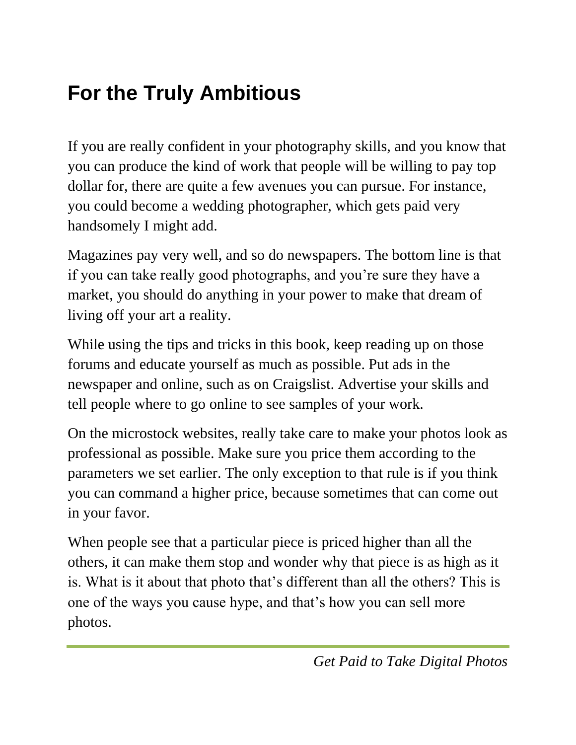## For the Truly Ambitious

If you are really confident in your photography skills, and you know that you can produce the kind of work that people will be willing to pay top dollar for, there are quite a few avenues you can pursue. For instance, you could become a wedding photographer, which gets paid very handsomely I might add.

Magazines pay very well, and so do newspapers. The bottom line is that if you can take really good photographs, and you're sure they have a market, you should do anything in your power to make that dream of living off your art a reality.

While using the tips and tricks in this book, keep reading up on those forums and educate yourself as much as possible. Put ads in the newspaper and online, such as on Craigslist. Advertise your skills and tell people where to go online to see samples of your work.

On the microstock websites, really take care to make your photos look as professional as possible. Make sure you price them according to the parameters we set earlier. The only exception to that rule is if you think you can command a higher price, because sometimes that can come out in your favor.

When people see that a particular piece is priced higher than all the others, it can make them stop and wonder why that piece is as high as it is. What is it about that photo that's different than all the others? This is one of the ways you cause hype, and that's how you can sell more photos.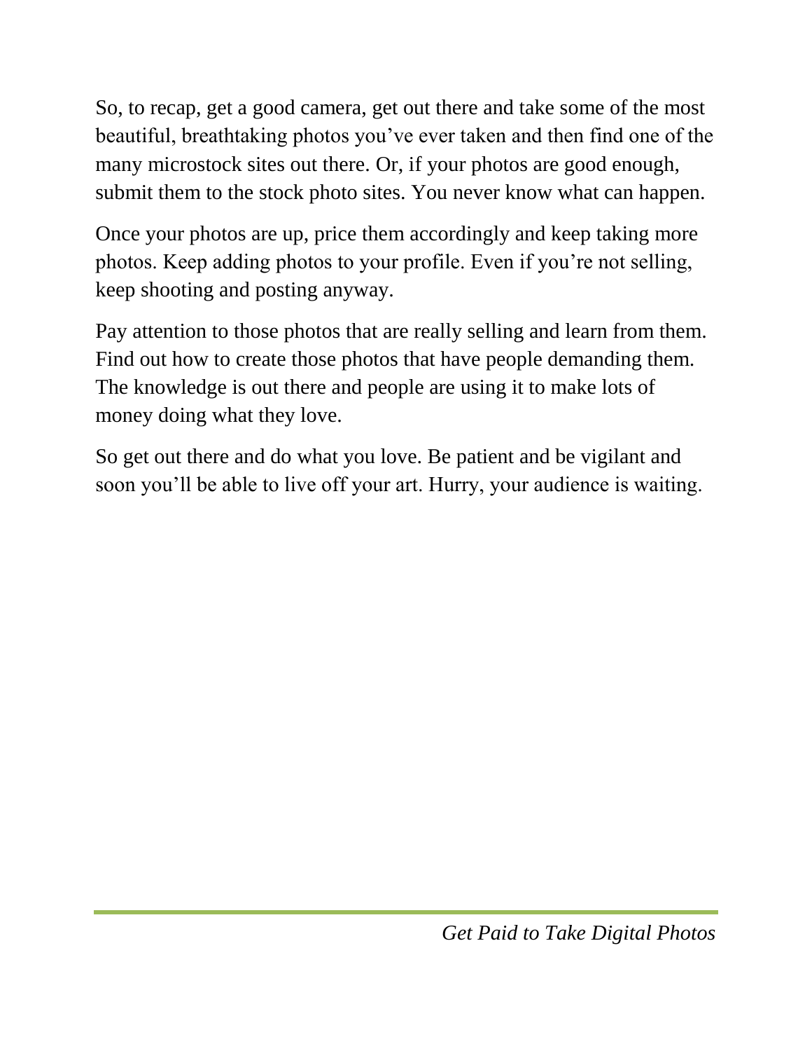So, to recap, get a good camera, get out there and take some of the most beautiful, breathtaking photos you've ever taken and then find one of the many microstock sites out there. Or, if your photos are good enough, submit them to the stock photo sites. You never know what can happen.

Once your photos are up, price them accordingly and keep taking more photos. Keep adding photos to your profile. Even if you're not selling, keep shooting and posting anyway.

Pay attention to those photos that are really selling and learn from them. Find out how to create those photos that have people demanding them. The knowledge is out there and people are using it to make lots of money doing what they love.

So get out there and do what you love. Be patient and be vigilant and soon you'll be able to live off your art. Hurry, your audience is waiting.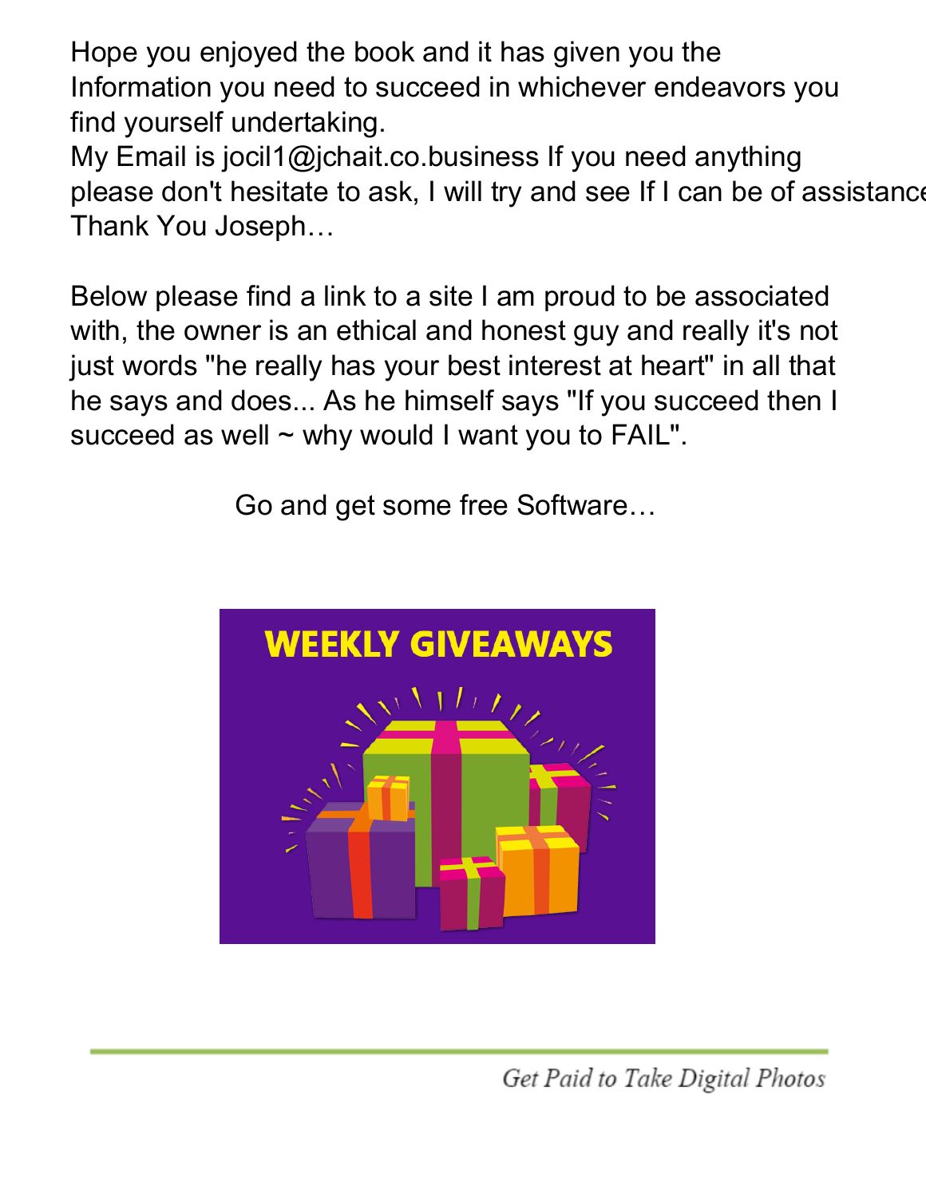Hope you enjoyed the book and it has given you the Information you need to succeed in whichever endeavors you find yourself undertaking.

My Email is jocil1@jchait.co.business If you need anything please don't hesitate to ask, I will try and see If I can be of assistance

Thank You Joseph…

Below please find a link to a site I am proud to be associated with, the owner is an ethical and honest guy and really it's not just words "he really has your best interest at heart" in all that he says and does... As he himself says "If you succeed then I succeed as well ~ why would I want you to FAIL".

Go and get some free Software…

WEEKLY GIVEAWAYS